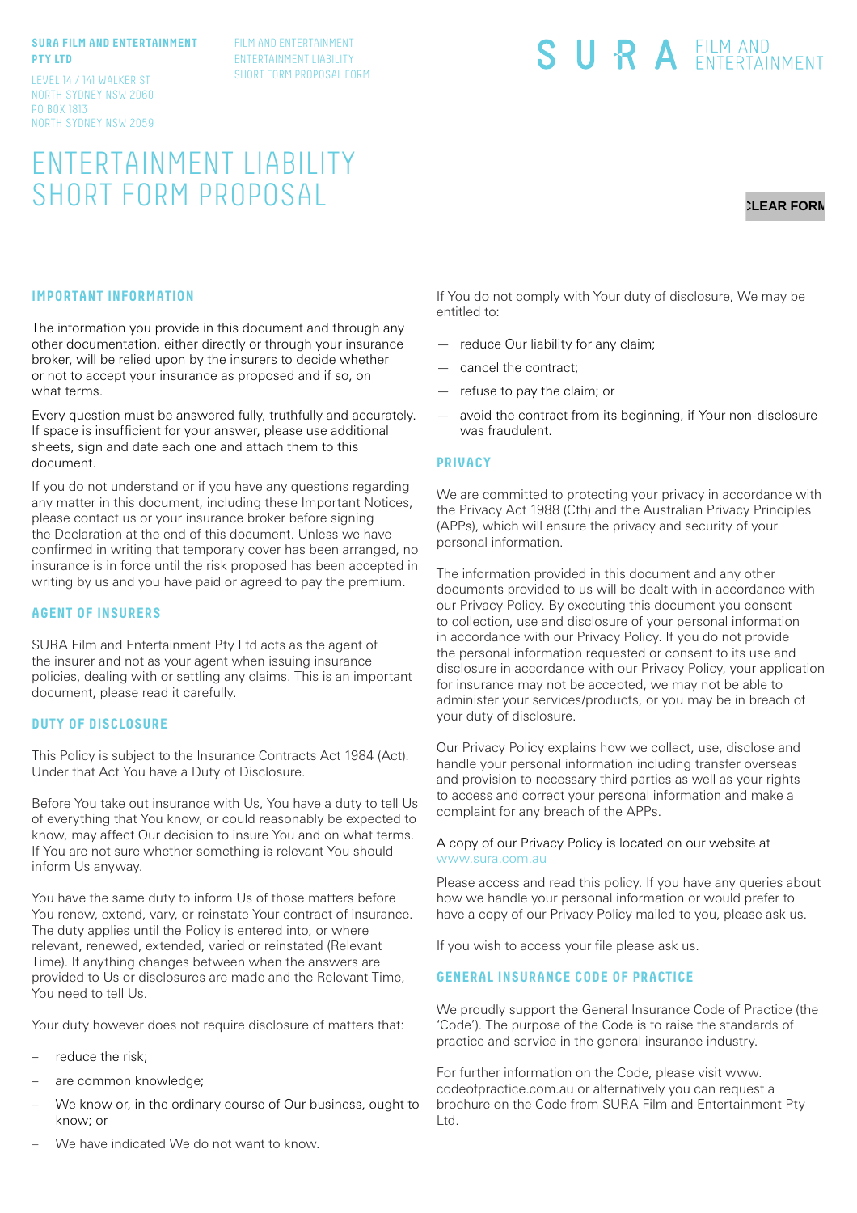**SURA FILM AND ENTERTAINMENT PTY LTD**

LEVEL 14 / 141 WALKER ST
NORTH SYDNEY NSW 2060
PO BOX 1813
NORTH SYDNEY NSW 2059

FILM AND ENTERTAINMENT
ENTERTAINMENT LIABILITY
SHORT FORM PROPOSAL FORM

SURA FILM AND ENTERTAINMENT

# ENTERTAINMENT LIABILITY SHORT FORM PROPOSAL

CLEAR FORM

## IMPORTANT INFORMATION

The information you provide in this document and through any other documentation, either directly or through your insurance broker, will be relied upon by the insurers to decide whether or not to accept your insurance as proposed and if so, on what terms.

Every question must be answered fully, truthfully and accurately. If space is insufficient for your answer, please use additional sheets, sign and date each one and attach them to this document.

If you do not understand or if you have any questions regarding any matter in this document, including these Important Notices, please contact us or your insurance broker before signing the Declaration at the end of this document. Unless we have confirmed in writing that temporary cover has been arranged, no insurance is in force until the risk proposed has been accepted in writing by us and you have paid or agreed to pay the premium.

## AGENT OF INSURERS

SURA Film and Entertainment Pty Ltd acts as the agent of the insurer and not as your agent when issuing insurance policies, dealing with or settling any claims. This is an important document, please read it carefully.

## DUTY OF DISCLOSURE

This Policy is subject to the Insurance Contracts Act 1984 (Act). Under that Act You have a Duty of Disclosure.

Before You take out insurance with Us, You have a duty to tell Us of everything that You know, or could reasonably be expected to know, may affect Our decision to insure You and on what terms. If You are not sure whether something is relevant You should inform Us anyway.

You have the same duty to inform Us of those matters before You renew, extend, vary, or reinstate Your contract of insurance. The duty applies until the Policy is entered into, or where relevant, renewed, extended, varied or reinstated (Relevant Time). If anything changes between when the answers are provided to Us or disclosures are made and the Relevant Time, You need to tell Us.

Your duty however does not require disclosure of matters that:

- reduce the risk;
- are common knowledge;
- We know or, in the ordinary course of Our business, ought to know; or
- We have indicated We do not want to know.

If You do not comply with Your duty of disclosure, We may be entitled to:

- reduce Our liability for any claim;
- cancel the contract;
- refuse to pay the claim; or
- avoid the contract from its beginning, if Your non-disclosure was fraudulent.

## PRIVACY

We are committed to protecting your privacy in accordance with the Privacy Act 1988 (Cth) and the Australian Privacy Principles (APPs), which will ensure the privacy and security of your personal information.

The information provided in this document and any other documents provided to us will be dealt with in accordance with our Privacy Policy. By executing this document you consent to collection, use and disclosure of your personal information in accordance with our Privacy Policy. If you do not provide the personal information requested or consent to its use and disclosure in accordance with our Privacy Policy, your application for insurance may not be accepted, we may not be able to administer your services/products, or you may be in breach of your duty of disclosure.

Our Privacy Policy explains how we collect, use, disclose and handle your personal information including transfer overseas and provision to necessary third parties as well as your rights to access and correct your personal information and make a complaint for any breach of the APPs.

A copy of our Privacy Policy is located on our website at www.sura.com.au

Please access and read this policy. If you have any queries about how we handle your personal information or would prefer to have a copy of our Privacy Policy mailed to you, please ask us.

If you wish to access your file please ask us.

## GENERAL INSURANCE CODE OF PRACTICE

We proudly support the General Insurance Code of Practice (the 'Code'). The purpose of the Code is to raise the standards of practice and service in the general insurance industry.

For further information on the Code, please visit www.codeofpractice.com.au or alternatively you can request a brochure on the Code from SURA Film and Entertainment Pty Ltd.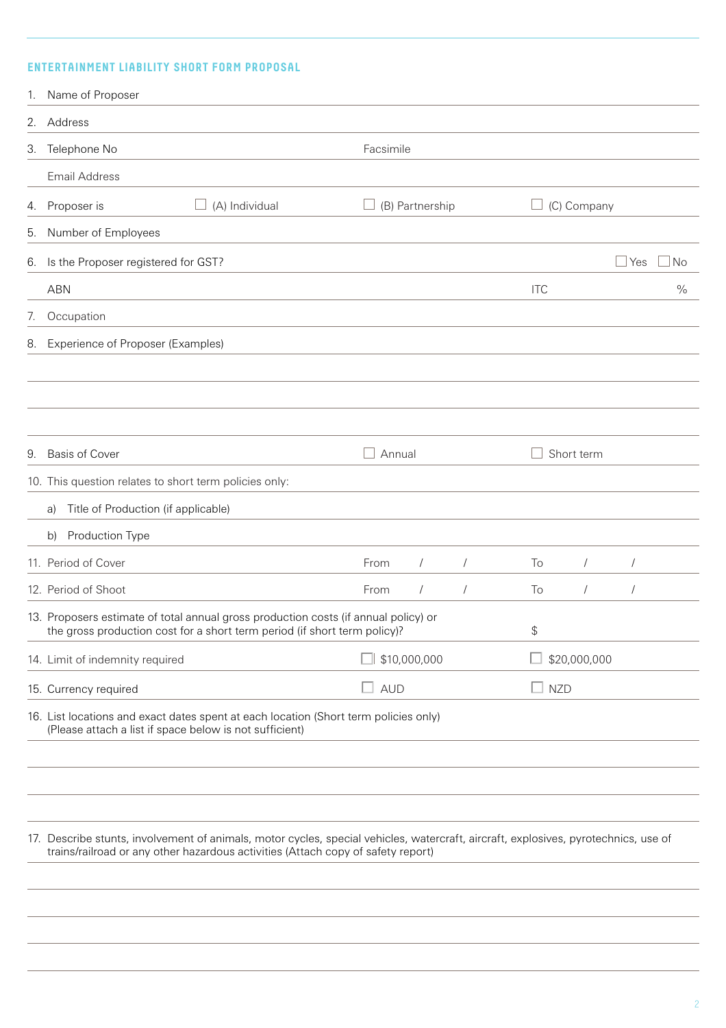## ENTERTAINMENT LIABILITY SHORT FORM PROPOSAL

1. Name of Proposer

2. Address

3. Telephone No | Facsimile

   Email Address

4. Proposer is ☐ (A) Individual ☐ (B) Partnership ☐ (C) Company

5. Number of Employees

6. Is the Proposer registered for GST? ☐ Yes ☐ No

   ABN | ITC %

7. Occupation

8. Experience of Proposer (Examples)

9. Basis of Cover ☐ Annual ☐ Short term

10. This question relates to short term policies only:

    a) Title of Production (if applicable)

    b) Production Type

11. Period of Cover From / / To / /

12. Period of Shoot From / / To / /

13. Proposers estimate of total annual gross production costs (if annual policy) or the gross production cost for a short term period (if short term policy)? $

14. Limit of indemnity required ☐ $10,000,000 ☐ $20,000,000

15. Currency required ☐ AUD ☐ NZD

16. List locations and exact dates spent at each location (Short term policies only)
    (Please attach a list if space below is not sufficient)

17. Describe stunts, involvement of animals, motor cycles, special vehicles, watercraft, aircraft, explosives, pyrotechnics, use of trains/railroad or any other hazardous activities (Attach copy of safety report)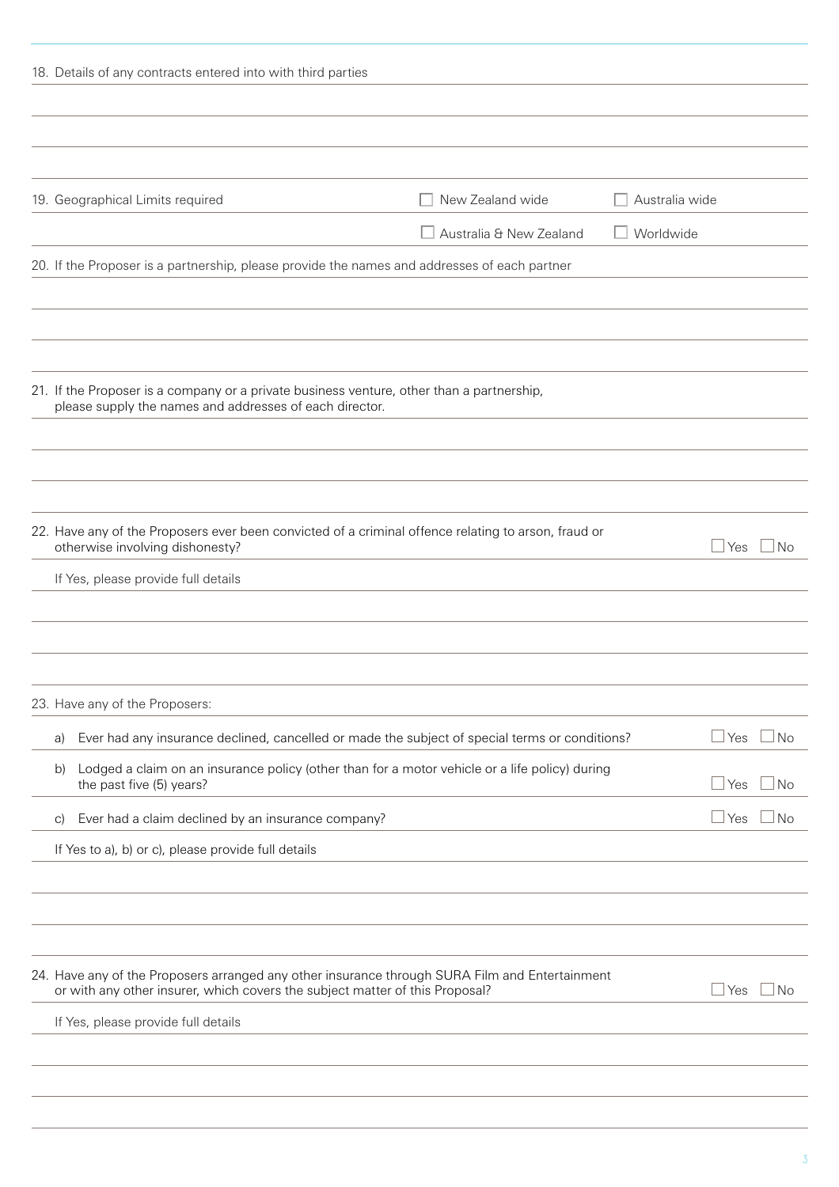18. Details of any contracts entered into with third parties

19. Geographical Limits required

- ☐ New Zealand wide
- ☐ Australia wide
- ☐ Australia & New Zealand
- ☐ Worldwide

20. If the Proposer is a partnership, please provide the names and addresses of each partner

21. If the Proposer is a company or a private business venture, other than a partnership, please supply the names and addresses of each director.

22. Have any of the Proposers ever been convicted of a criminal offence relating to arson, fraud or otherwise involving dishonesty? ☐ Yes ☐ No

If Yes, please provide full details

23. Have any of the Proposers:

a) Ever had any insurance declined, cancelled or made the subject of special terms or conditions? ☐ Yes ☐ No

b) Lodged a claim on an insurance policy (other than for a motor vehicle or a life policy) during the past five (5) years? ☐ Yes ☐ No

c) Ever had a claim declined by an insurance company? ☐ Yes ☐ No

If Yes to a), b) or c), please provide full details

24. Have any of the Proposers arranged any other insurance through SURA Film and Entertainment or with any other insurer, which covers the subject matter of this Proposal? ☐ Yes ☐ No

If Yes, please provide full details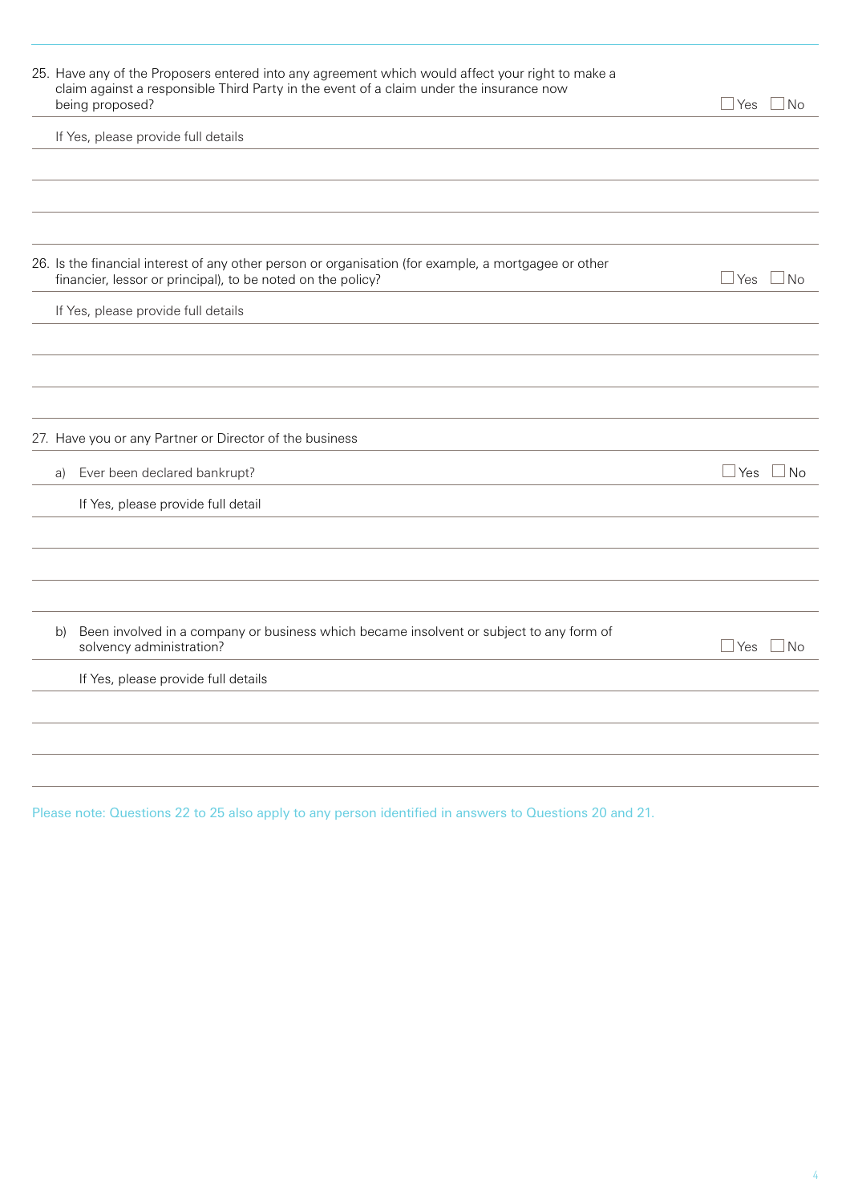25. Have any of the Proposers entered into any agreement which would affect your right to make a claim against a responsible Third Party in the event of a claim under the insurance now being proposed? ☐ Yes ☐ No

If Yes, please provide full details

26. Is the financial interest of any other person or organisation (for example, a mortgagee or other financier, lessor or principal), to be noted on the policy? ☐ Yes ☐ No

If Yes, please provide full details

27. Have you or any Partner or Director of the business

a) Ever been declared bankrupt? ☐ Yes ☐ No

If Yes, please provide full detail

b) Been involved in a company or business which became insolvent or subject to any form of solvency administration? ☐ Yes ☐ No

If Yes, please provide full details

Please note: Questions 22 to 25 also apply to any person identified in answers to Questions 20 and 21.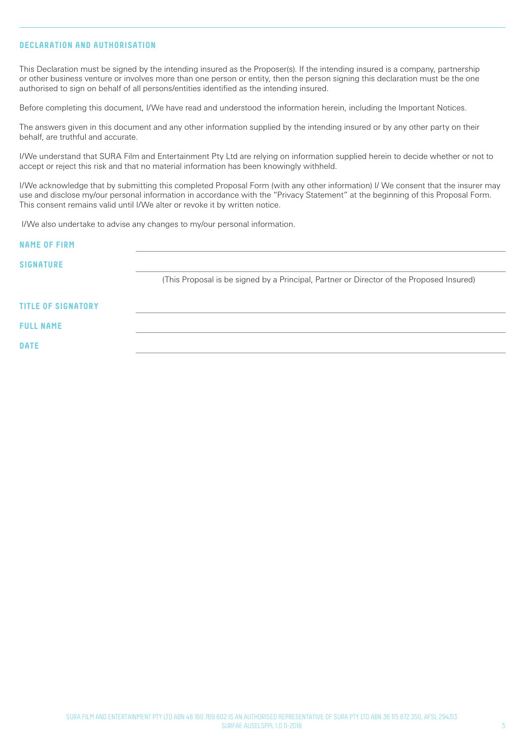## DECLARATION AND AUTHORISATION

This Declaration must be signed by the intending insured as the Proposer(s). If the intending insured is a company, partnership or other business venture or involves more than one person or entity, then the person signing this declaration must be the one authorised to sign on behalf of all persons/entities identified as the intending insured.

Before completing this document, I/We have read and understood the information herein, including the Important Notices.

The answers given in this document and any other information supplied by the intending insured or by any other party on their behalf, are truthful and accurate.

I/We understand that SURA Film and Entertainment Pty Ltd are relying on information supplied herein to decide whether or not to accept or reject this risk and that no material information has been knowingly withheld.

I/We acknowledge that by submitting this completed Proposal Form (with any other information) I/ We consent that the insurer may use and disclose my/our personal information in accordance with the "Privacy Statement" at the beginning of this Proposal Form. This consent remains valid until I/We alter or revoke it by written notice.

I/We also undertake to advise any changes to my/our personal information.

**NAME OF FIRM** \_\_\_\_\_\_\_\_\_\_\_\_\_\_\_\_\_\_\_\_\_\_\_\_\_\_\_\_\_\_

**SIGNATURE** \_\_\_\_\_\_\_\_\_\_\_\_\_\_\_\_\_\_\_\_\_\_\_\_\_\_\_\_\_\_

(This Proposal is be signed by a Principal, Partner or Director of the Proposed Insured)

**TITLE OF SIGNATORY** \_\_\_\_\_\_\_\_\_\_\_\_\_\_\_\_\_\_\_\_\_\_\_\_\_\_\_\_\_\_

**FULL NAME** \_\_\_\_\_\_\_\_\_\_\_\_\_\_\_\_\_\_\_\_\_\_\_\_\_\_\_\_\_\_

**DATE** \_\_\_\_\_\_\_\_\_\_\_\_\_\_\_\_\_\_\_\_\_\_\_\_\_\_\_\_\_\_

SURA FILM AND ENTERTAINMENT PTY LTD ABN 48 160 769 602 IS AN AUTHORISED REPRESENTATIVE OF SURA PTY LTD ABN 36 115 672 350, AFSL 294313
SURFAE AUSELSPPL 1.0 11-2018